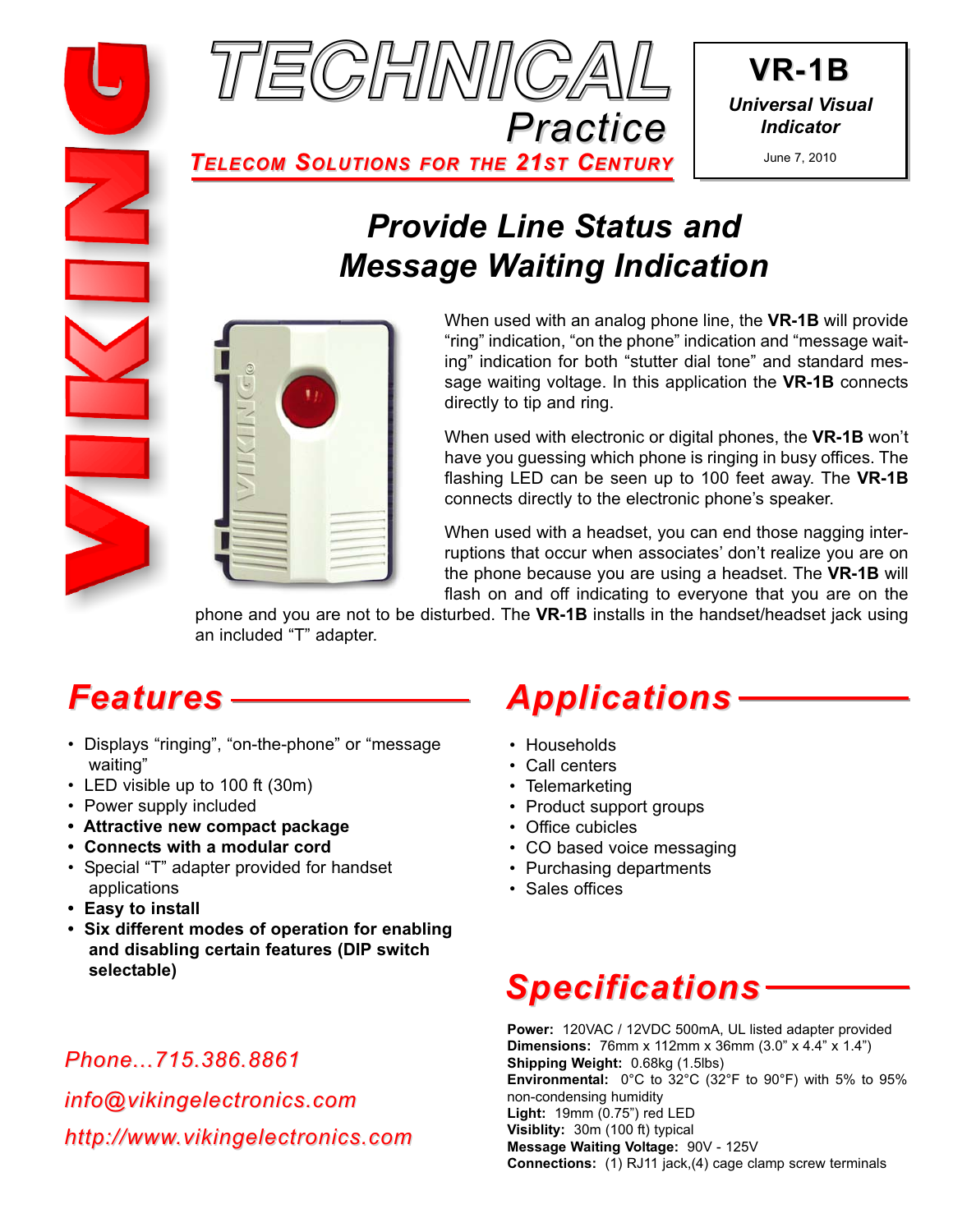# TECHNICAL Practice

**TELECOM SOLUTIONS FOR THE 21ST CENTURY**

**VR-1B**

***Universal Visual Indicator***

June 7, 2010

## *Provide Line Status and Message Waiting Indication*

When used with an analog phone line, the **VR-1B** will provide "ring" indication, "on the phone" indication and "message waiting" indication for both "stutter dial tone" and standard message waiting voltage. In this application the **VR-1B** connects directly to tip and ring.

When used with electronic or digital phones, the **VR-1B** won't have you guessing which phone is ringing in busy offices. The flashing LED can be seen up to 100 feet away. The **VR-1B** connects directly to the electronic phone's speaker.

When used with a headset, you can end those nagging interruptions that occur when associates' don't realize you are on the phone because you are using a headset. The **VR-1B** will flash on and off indicating to everyone that you are on the phone and you are not to be disturbed. The **VR-1B** installs in the handset/headset jack using an included "T" adapter.

## Features

- Displays "ringing", "on-the-phone" or "message waiting"
- LED visible up to 100 ft (30m)
- Power supply included
- **Attractive new compact package**
- **Connects with a modular cord**
- Special "T" adapter provided for handset applications
- **Easy to install**
- **Six different modes of operation for enabling and disabling certain features (DIP switch selectable)**

## Applications

- Households
- Call centers
- Telemarketing
- Product support groups
- Office cubicles
- CO based voice messaging
- Purchasing departments
- Sales offices

## Specifications

**Power:** 120VAC / 12VDC 500mA, UL listed adapter provided
**Dimensions:** 76mm x 112mm x 36mm (3.0" x 4.4" x 1.4")
**Shipping Weight:** 0.68kg (1.5lbs)
**Environmental:** 0°C to 32°C (32°F to 90°F) with 5% to 95% non-condensing humidity
**Light:** 19mm (0.75") red LED
**Visiblity:** 30m (100 ft) typical
**Message Waiting Voltage:** 90V - 125V
**Connections:** (1) RJ11 jack,(4) cage clamp screw terminals

*Phone...715.386.8861*

*info@vikingelectronics.com*

*http://www.vikingelectronics.com*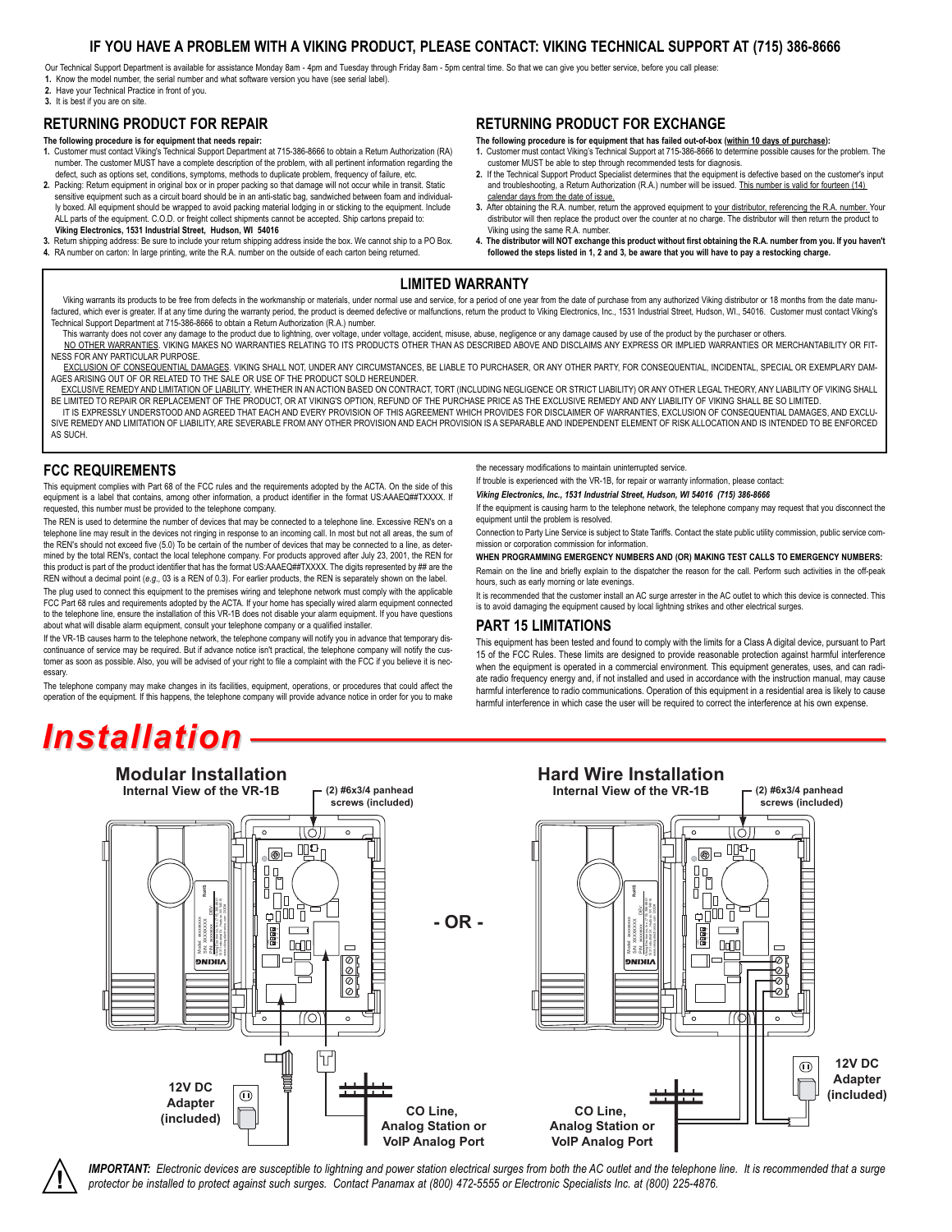# IF YOU HAVE A PROBLEM WITH A VIKING PRODUCT, PLEASE CONTACT: VIKING TECHNICAL SUPPORT AT (715) 386-8666

Our Technical Support Department is available for assistance Monday 8am - 4pm and Tuesday through Friday 8am - 5pm central time. So that we can give you better service, before you call please:

1. Know the model number, the serial number and what software version you have (see serial label).
2. Have your Technical Practice in front of you.
3. It is best if you are on site.

## RETURNING PRODUCT FOR REPAIR

**The following procedure is for equipment that needs repair:**

1. Customer must contact Viking's Technical Support Department at 715-386-8666 to obtain a Return Authorization (RA) number. The customer MUST have a complete description of the problem, with all pertinent information regarding the defect, such as options set, conditions, symptoms, methods to duplicate problem, frequency of failure, etc.
2. Packing: Return equipment in original box or in proper packing so that damage will not occur while in transit. Static sensitive equipment such as a circuit board should be in an anti-static bag, sandwiched between foam and individually boxed. All equipment should be wrapped to avoid packing material lodging in or sticking to the equipment. Include ALL parts of the equipment. C.O.D. or freight collect shipments cannot be accepted. Ship cartons prepaid to: **Viking Electronics, 1531 Industrial Street, Hudson, WI 54016**
3. Return shipping address: Be sure to include your return shipping address inside the box. We cannot ship to a PO Box.
4. RA number on carton: In large printing, write the R.A. number on the outside of each carton being returned.

## RETURNING PRODUCT FOR EXCHANGE

**The following procedure is for equipment that has failed out-of-box (within 10 days of purchase):**

1. Customer must contact Viking's Technical Support at 715-386-8666 to determine possible causes for the problem. The customer MUST be able to step through recommended tests for diagnosis.
2. If the Technical Support Product Specialist determines that the equipment is defective based on the customer's input and troubleshooting, a Return Authorization (R.A.) number will be issued. This number is valid for fourteen (14) calendar days from the date of issue.
3. After obtaining the R.A. number, return the approved equipment to your distributor, referencing the R.A. number. Your distributor will then replace the product over the counter at no charge. The distributor will then return the product to Viking using the same R.A. number.
4. **The distributor will NOT exchange this product without first obtaining the R.A. number from you. If you haven't followed the steps listed in 1, 2 and 3, be aware that you will have to pay a restocking charge.**

## LIMITED WARRANTY

Viking warrants its products to be free from defects in the workmanship or materials, under normal use and service, for a period of one year from the date of purchase from any authorized Viking distributor or 18 months from the date manufactured, which ever is greater. If at any time during the warranty period, the product is deemed defective or malfunctions, return the product to Viking Electronics, Inc., 1531 Industrial Street, Hudson, WI., 54016. Customer must contact Viking's Technical Support Department at 715-386-8666 to obtain a Return Authorization (R.A.) number.

This warranty does not cover any damage to the product due to lightning, over voltage, under voltage, accident, misuse, abuse, negligence or any damage caused by use of the product by the purchaser or others.

NO OTHER WARRANTIES. VIKING MAKES NO WARRANTIES RELATING TO ITS PRODUCTS OTHER THAN AS DESCRIBED ABOVE AND DISCLAIMS ANY EXPRESS OR IMPLIED WARRANTIES OR MERCHANTABILITY OR FITNESS FOR ANY PARTICULAR PURPOSE.

EXCLUSION OF CONSEQUENTIAL DAMAGES. VIKING SHALL NOT, UNDER ANY CIRCUMSTANCES, BE LIABLE TO PURCHASER, OR ANY OTHER PARTY, FOR CONSEQUENTIAL, INCIDENTAL, SPECIAL OR EXEMPLARY DAMAGES ARISING OUT OF OR RELATED TO THE SALE OR USE OF THE PRODUCT SOLD HEREUNDER.

EXCLUSIVE REMEDY AND LIMITATION OF LIABILITY. WHETHER IN AN ACTION BASED ON CONTRACT, TORT (INCLUDING NEGLIGENCE OR STRICT LIABILITY) OR ANY OTHER LEGAL THEORY, ANY LIABILITY OF VIKING SHALL BE LIMITED TO REPAIR OR REPLACEMENT OF THE PRODUCT, OR AT VIKING'S OPTION, REFUND OF THE PURCHASE PRICE AS THE EXCLUSIVE REMEDY AND ANY LIABILITY OF VIKING SHALL BE SO LIMITED.

IT IS EXPRESSLY UNDERSTOOD AND AGREED THAT EACH AND EVERY PROVISION OF THIS AGREEMENT WHICH PROVIDES FOR DISCLAIMER OF WARRANTIES, EXCLUSION OF CONSEQUENTIAL DAMAGES, AND EXCLUSIVE REMEDY AND LIMITATION OF LIABILITY, ARE SEVERABLE FROM ANY OTHER PROVISION AND EACH PROVISION IS A SEPARABLE AND INDEPENDENT ELEMENT OF RISK ALLOCATION AND IS INTENDED TO BE ENFORCED AS SUCH.

## FCC REQUIREMENTS

This equipment complies with Part 68 of the FCC rules and the requirements adopted by the ACTA. On the side of this equipment is a label that contains, among other information, a product identifier in the format US:AAAEQ##TXXXX. If requested, this number must be provided to the telephone company.

The REN is used to determine the number of devices that may be connected to a telephone line. Excessive REN's on a telephone line may result in the devices not ringing in response to an incoming call. In most but not all areas, the sum of the REN's should not exceed five (5.0) To be certain of the number of devices that may be connected to a line, as determined by the total REN's, contact the local telephone company. For products approved after July 23, 2001, the REN for this product is part of the product identifier that has the format US:AAAEQ##TXXXX. The digits represented by ## are the REN without a decimal point (*e.g.*, 03 is a REN of 0.3). For earlier products, the REN is separately shown on the label.

The plug used to connect this equipment to the premises wiring and telephone network must comply with the applicable FCC Part 68 rules and requirements adopted by the ACTA. If your home has specially wired alarm equipment connected to the telephone line, ensure the installation of this VR-1B does not disable your alarm equipment. If you have questions about what will disable alarm equipment, consult your telephone company or a qualified installer.

If the VR-1B causes harm to the telephone network, the telephone company will notify you in advance that temporary discontinuance of service may be required. But if advance notice isn't practical, the telephone company will notify the customer as soon as possible. Also, you will be advised of your right to file a complaint with the FCC if you believe it is necessary.

The telephone company may make changes in its facilities, equipment, operations, or procedures that could affect the operation of the equipment. If this happens, the telephone company will provide advance notice in order for you to make the necessary modifications to maintain uninterrupted service.

If trouble is experienced with the VR-1B, for repair or warranty information, please contact:

***Viking Electronics, Inc., 1531 Industrial Street, Hudson, WI 54016 (715) 386-8666***

If the equipment is causing harm to the telephone network, the telephone company may request that you disconnect the equipment until the problem is resolved.

Connection to Party Line Service is subject to State Tariffs. Contact the state public utility commission, public service commission or corporation commission for information.

**WHEN PROGRAMMING EMERGENCY NUMBERS AND (OR) MAKING TEST CALLS TO EMERGENCY NUMBERS:**

Remain on the line and briefly explain to the dispatcher the reason for the call. Perform such activities in the off-peak hours, such as early morning or late evenings.

It is recommended that the customer install an AC surge arrester in the AC outlet to which this device is connected. This is to avoid damaging the equipment caused by local lightning strikes and other electrical surges.

## PART 15 LIMITATIONS

This equipment has been tested and found to comply with the limits for a Class A digital device, pursuant to Part 15 of the FCC Rules. These limits are designed to provide reasonable protection against harmful interference when the equipment is operated in a commercial environment. This equipment generates, uses, and can radiate radio frequency energy and, if not installed and used in accordance with the instruction manual, may cause harmful interference to radio communications. Operation of this equipment in a residential area is likely to cause harmful interference in which case the user will be required to correct the interference at his own expense.

# Installation

### Modular Installation

Internal View of the VR-1B

(2) #6x3/4 panhead screws (included)

12V DC Adapter (included)

CO Line, Analog Station or VoIP Analog Port

**- OR -**

### Hard Wire Installation

Internal View of the VR-1B

(2) #6x3/4 panhead screws (included)

12V DC Adapter (included)

CO Line, Analog Station or VoIP Analog Port

***IMPORTANT:*** *Electronic devices are susceptible to lightning and power station electrical surges from both the AC outlet and the telephone line. It is recommended that a surge protector be installed to protect against such surges. Contact Panamax at (800) 472-5555 or Electronic Specialists Inc. at (800) 225-4876.*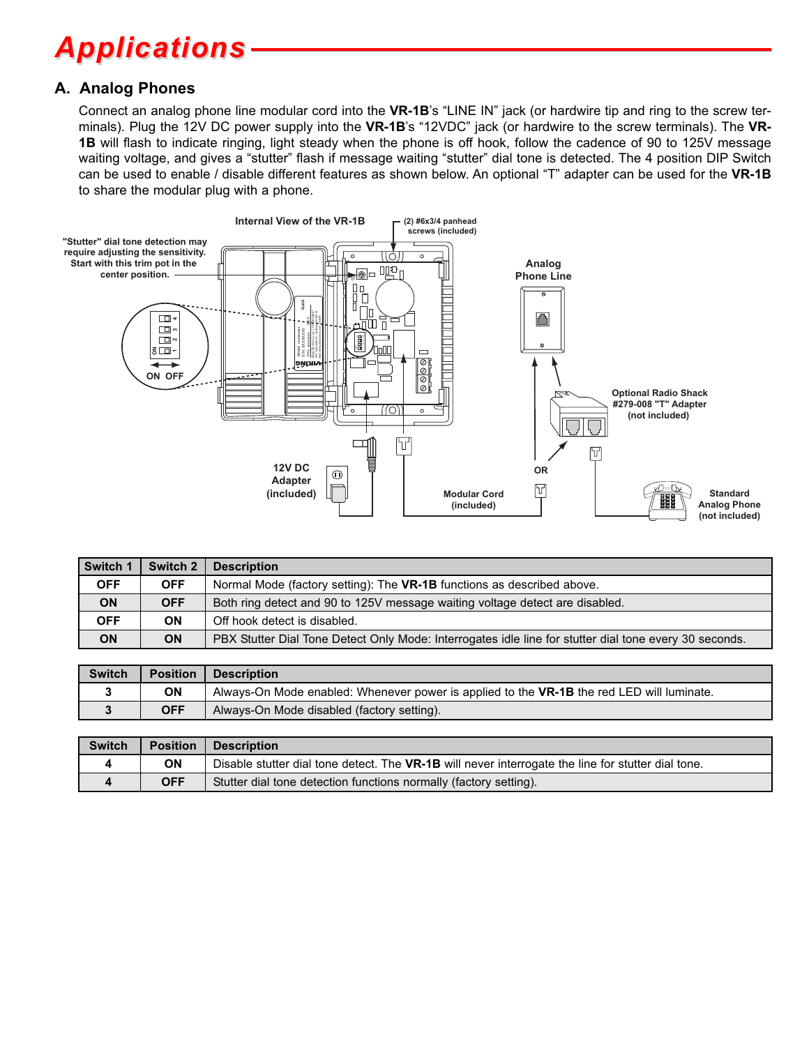# Applications

## A. Analog Phones

Connect an analog phone line modular cord into the **VR-1B**'s "LINE IN" jack (or hardwire tip and ring to the screw terminals). Plug the 12V DC power supply into the **VR-1B**'s "12VDC" jack (or hardwire to the screw terminals). The **VR-1B** will flash to indicate ringing, light steady when the phone is off hook, follow the cadence of 90 to 125V message waiting voltage, and gives a "stutter" flash if message waiting "stutter" dial tone is detected. The 4 position DIP Switch can be used to enable / disable different features as shown below. An optional "T" adapter can be used for the **VR-1B** to share the modular plug with a phone.

| Switch 1 | Switch 2 | Description |
|---|---|---|
| OFF | OFF | Normal Mode (factory setting): The **VR-1B** functions as described above. |
| ON | OFF | Both ring detect and 90 to 125V message waiting voltage detect are disabled. |
| OFF | ON | Off hook detect is disabled. |
| ON | ON | PBX Stutter Dial Tone Detect Only Mode: Interrogates idle line for stutter dial tone every 30 seconds. |

| Switch | Position | Description |
|---|---|---|
| 3 | ON | Always-On Mode enabled: Whenever power is applied to the **VR-1B** the red LED will luminate. |
| 3 | OFF | Always-On Mode disabled (factory setting). |

| Switch | Position | Description |
|---|---|---|
| 4 | ON | Disable stutter dial tone detect. The **VR-1B** will never interrogate the line for stutter dial tone. |
| 4 | OFF | Stutter dial tone detection functions normally (factory setting). |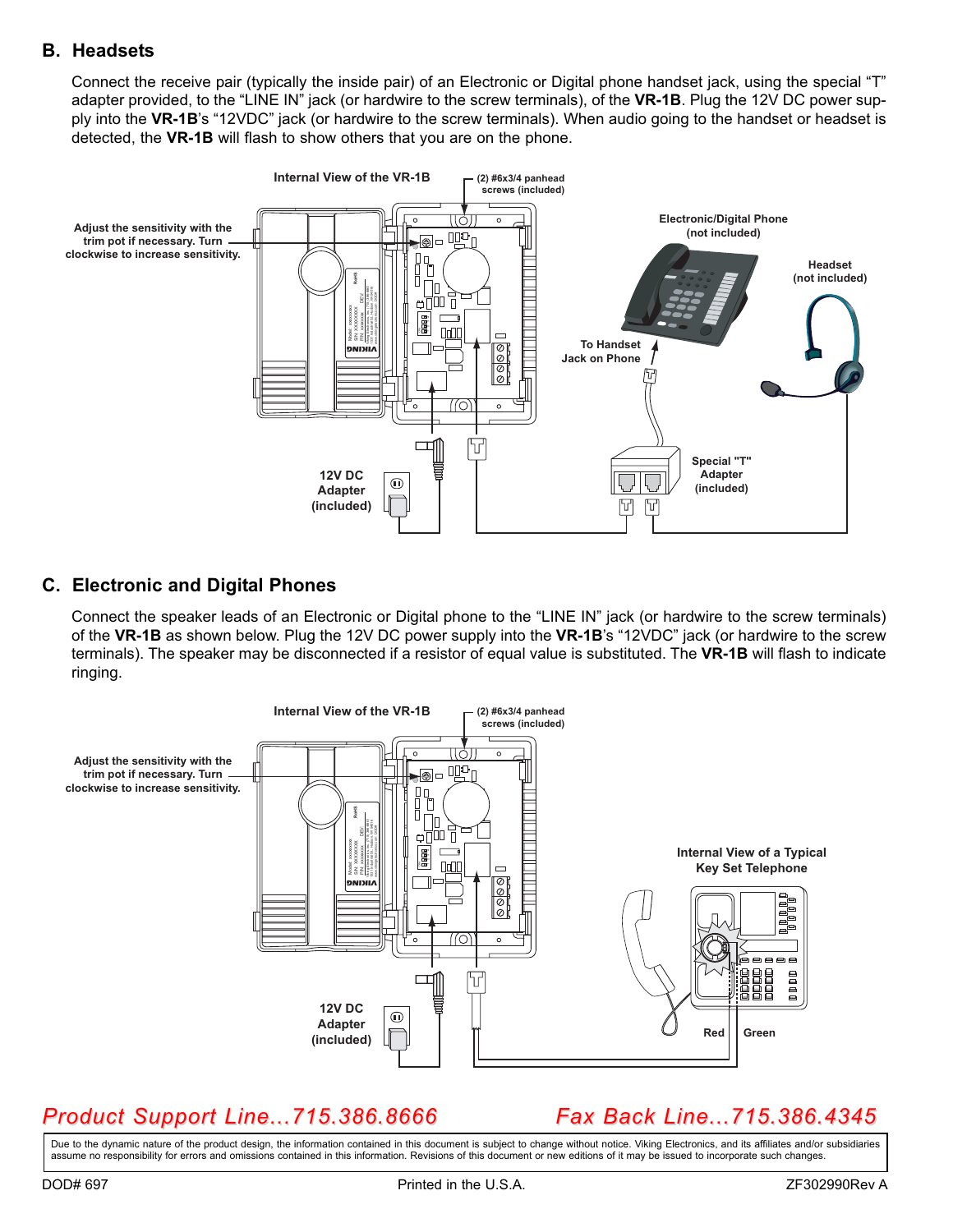## B. Headsets

Connect the receive pair (typically the inside pair) of an Electronic or Digital phone handset jack, using the special “T” adapter provided, to the “LINE IN” jack (or hardwire to the screw terminals), of the **VR-1B**. Plug the 12V DC power supply into the **VR-1B**’s “12VDC” jack (or hardwire to the screw terminals). When audio going to the handset or headset is detected, the **VR-1B** will flash to show others that you are on the phone.

Internal View of the VR-1B

(2) #6x3/4 panhead screws (included)

Adjust the sensitivity with the trim pot if necessary. Turn clockwise to increase sensitivity.

Electronic/Digital Phone (not included)

Headset (not included)

To Handset Jack on Phone

Special "T" Adapter (included)

12V DC Adapter (included)

## C. Electronic and Digital Phones

Connect the speaker leads of an Electronic or Digital phone to the “LINE IN” jack (or hardwire to the screw terminals) of the **VR-1B** as shown below. Plug the 12V DC power supply into the **VR-1B**’s “12VDC” jack (or hardwire to the screw terminals). The speaker may be disconnected if a resistor of equal value is substituted. The **VR-1B** will flash to indicate ringing.

Internal View of the VR-1B

(2) #6x3/4 panhead screws (included)

Adjust the sensitivity with the trim pot if necessary. Turn clockwise to increase sensitivity.

Internal View of a Typical Key Set Telephone

Red

Green

12V DC Adapter (included)

*Product Support Line...715.386.8666*

*Fax Back Line...715.386.4345*

Due to the dynamic nature of the product design, the information contained in this document is subject to change without notice. Viking Electronics, and its affiliates and/or subsidiaries assume no responsibility for errors and omissions contained in this information. Revisions of this document or new editions of it may be issued to incorporate such changes.

DOD# 697

Printed in the U.S.A.

ZF302990Rev A